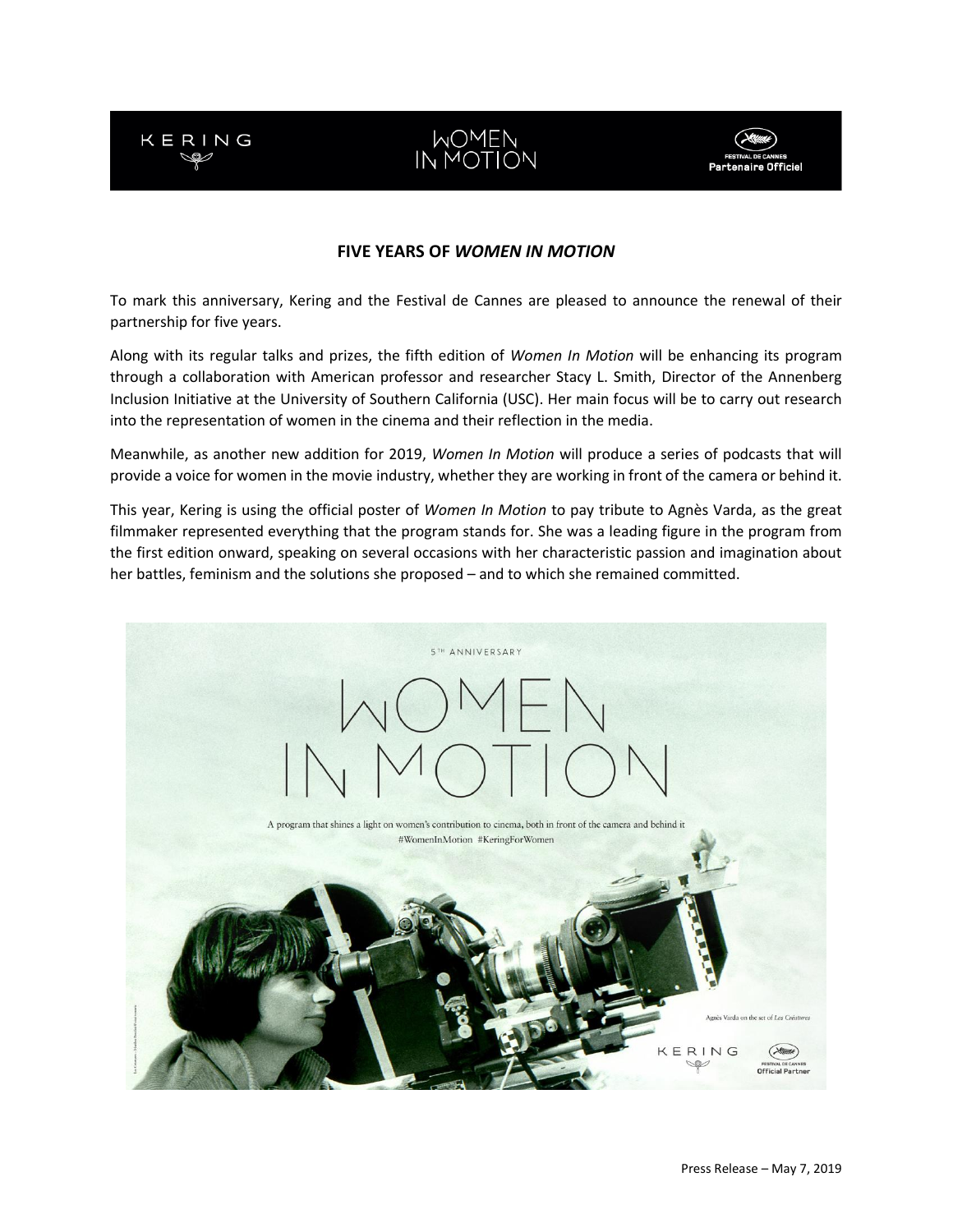**FIVE YEARS OF *WOMEN IN MOTION***

To mark this anniversary, Kering and the Festival de Cannes are pleased to announce the renewal of their partnership for five years.

Along with its regular talks and prizes, the fifth edition of *Women In Motion* will be enhancing its program through a collaboration with American professor and researcher Stacy L. Smith, Director of the Annenberg Inclusion Initiative at the University of Southern California (USC). Her main focus will be to carry out research into the representation of women in the cinema and their reflection in the media.

Meanwhile, as another new addition for 2019, *Women In Motion* will produce a series of podcasts that will provide a voice for women in the movie industry, whether they are working in front of the camera or behind it.

This year, Kering is using the official poster of *Women In Motion* to pay tribute to Agnès Varda, as the great filmmaker represented everything that the program stands for. She was a leading figure in the program from the first edition onward, speaking on several occasions with her characteristic passion and imagination about her battles, feminism and the solutions she proposed – and to which she remained committed.

Press Release – May 7, 2019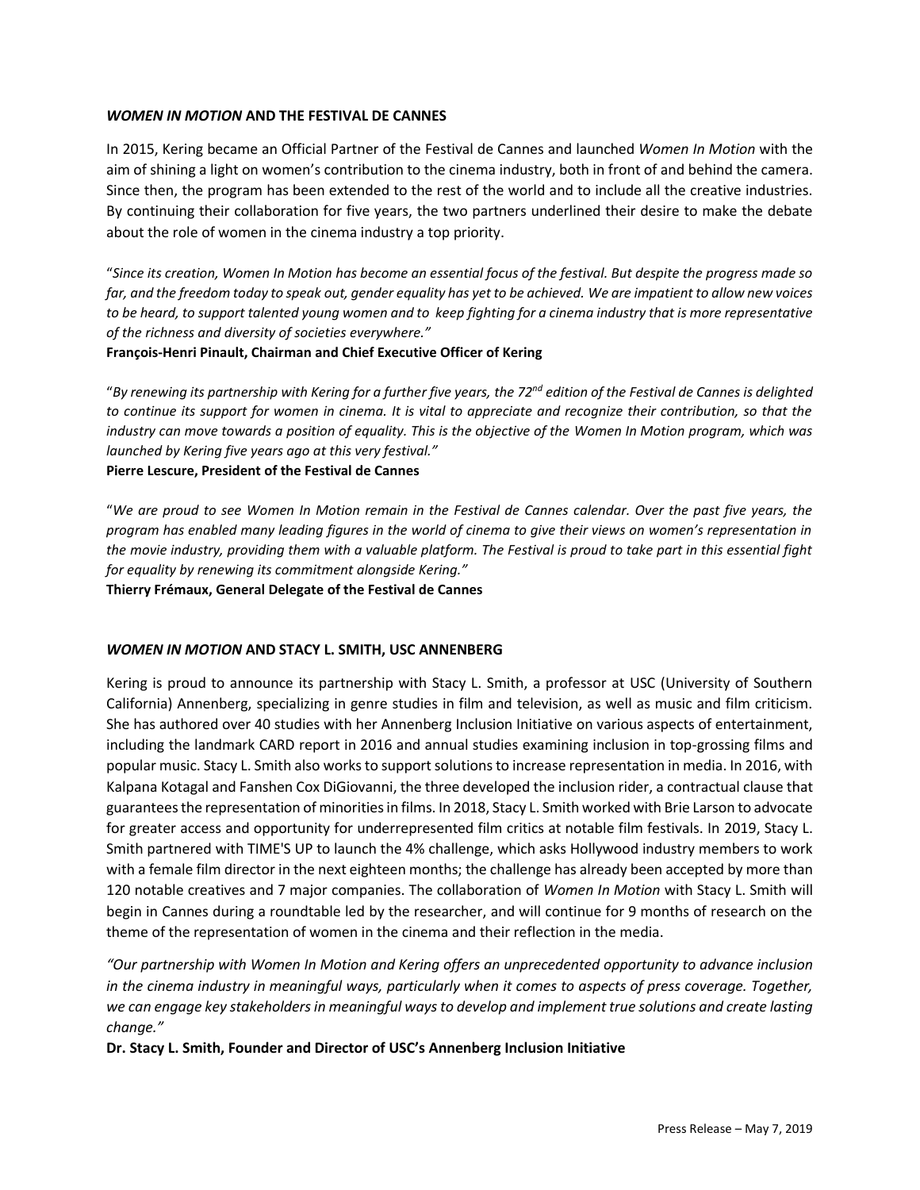### ***WOMEN IN MOTION*** **AND THE FESTIVAL DE CANNES**

In 2015, Kering became an Official Partner of the Festival de Cannes and launched *Women In Motion* with the aim of shining a light on women's contribution to the cinema industry, both in front of and behind the camera. Since then, the program has been extended to the rest of the world and to include all the creative industries. By continuing their collaboration for five years, the two partners underlined their desire to make the debate about the role of women in the cinema industry a top priority.

"*Since its creation, Women In Motion has become an essential focus of the festival. But despite the progress made so far, and the freedom today to speak out, gender equality has yet to be achieved. We are impatient to allow new voices to be heard, to support talented young women and to keep fighting for a cinema industry that is more representative of the richness and diversity of societies everywhere."*

**François-Henri Pinault, Chairman and Chief Executive Officer of Kering**

"*By renewing its partnership with Kering for a further five years, the 72nd edition of the Festival de Cannes is delighted to continue its support for women in cinema. It is vital to appreciate and recognize their contribution, so that the industry can move towards a position of equality. This is the objective of the Women In Motion program, which was launched by Kering five years ago at this very festival."*

**Pierre Lescure, President of the Festival de Cannes**

"*We are proud to see Women In Motion remain in the Festival de Cannes calendar. Over the past five years, the program has enabled many leading figures in the world of cinema to give their views on women's representation in the movie industry, providing them with a valuable platform. The Festival is proud to take part in this essential fight for equality by renewing its commitment alongside Kering."*

**Thierry Frémaux, General Delegate of the Festival de Cannes**

### ***WOMEN IN MOTION*** **AND STACY L. SMITH, USC ANNENBERG**

Kering is proud to announce its partnership with Stacy L. Smith, a professor at USC (University of Southern California) Annenberg, specializing in genre studies in film and television, as well as music and film criticism. She has authored over 40 studies with her Annenberg Inclusion Initiative on various aspects of entertainment, including the landmark CARD report in 2016 and annual studies examining inclusion in top-grossing films and popular music. Stacy L. Smith also works to support solutions to increase representation in media. In 2016, with Kalpana Kotagal and Fanshen Cox DiGiovanni, the three developed the inclusion rider, a contractual clause that guarantees the representation of minorities in films. In 2018, Stacy L. Smith worked with Brie Larson to advocate for greater access and opportunity for underrepresented film critics at notable film festivals. In 2019, Stacy L. Smith partnered with TIME'S UP to launch the 4% challenge, which asks Hollywood industry members to work with a female film director in the next eighteen months; the challenge has already been accepted by more than 120 notable creatives and 7 major companies. The collaboration of *Women In Motion* with Stacy L. Smith will begin in Cannes during a roundtable led by the researcher, and will continue for 9 months of research on the theme of the representation of women in the cinema and their reflection in the media.

*"Our partnership with Women In Motion and Kering offers an unprecedented opportunity to advance inclusion in the cinema industry in meaningful ways, particularly when it comes to aspects of press coverage. Together, we can engage key stakeholders in meaningful ways to develop and implement true solutions and create lasting change."*

**Dr. Stacy L. Smith, Founder and Director of USC's Annenberg Inclusion Initiative**

Press Release – May 7, 2019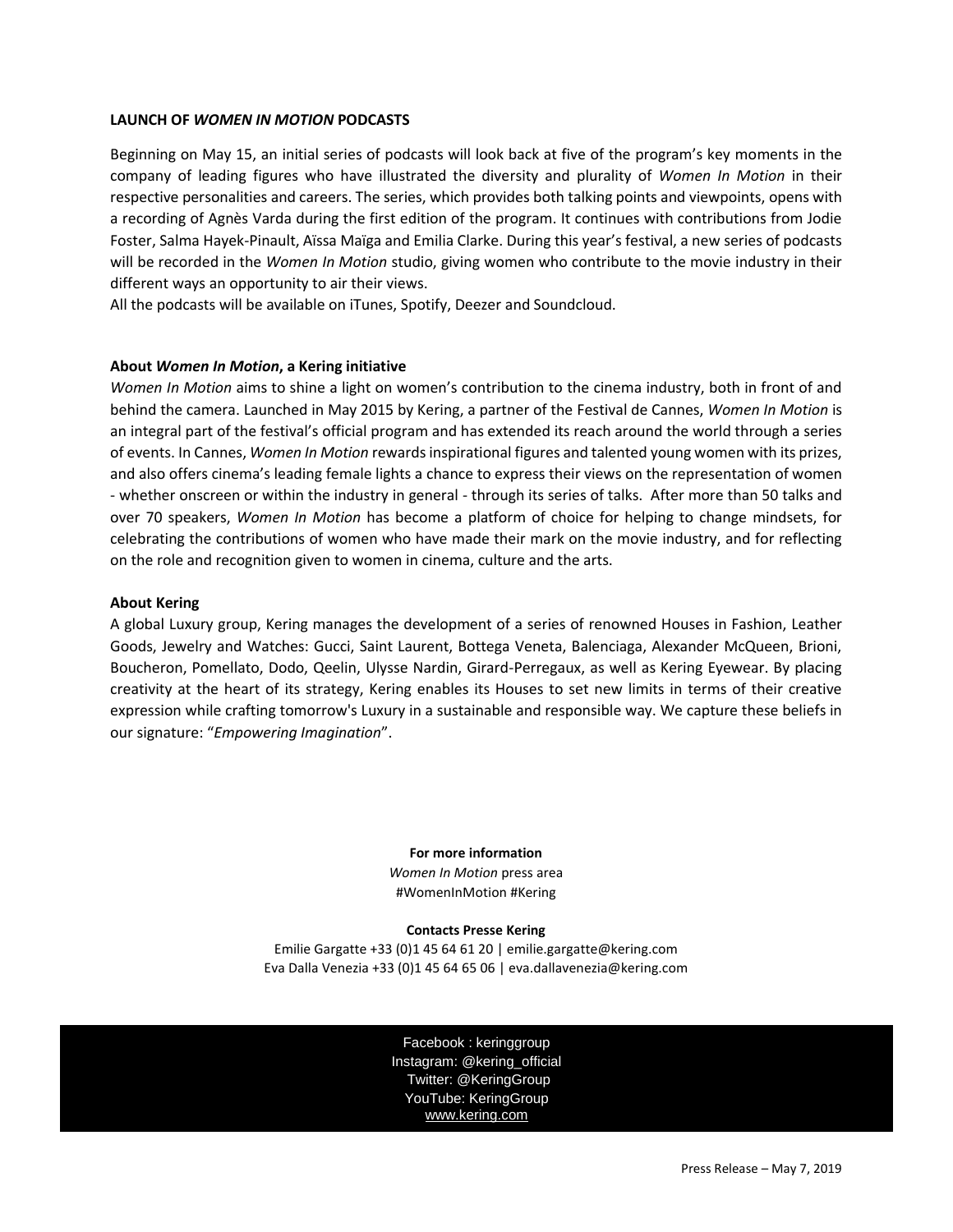**LAUNCH OF *WOMEN IN MOTION* PODCASTS**

Beginning on May 15, an initial series of podcasts will look back at five of the program's key moments in the company of leading figures who have illustrated the diversity and plurality of *Women In Motion* in their respective personalities and careers. The series, which provides both talking points and viewpoints, opens with a recording of Agnès Varda during the first edition of the program. It continues with contributions from Jodie Foster, Salma Hayek-Pinault, Aïssa Maïga and Emilia Clarke. During this year's festival, a new series of podcasts will be recorded in the *Women In Motion* studio, giving women who contribute to the movie industry in their different ways an opportunity to air their views.
All the podcasts will be available on iTunes, Spotify, Deezer and Soundcloud.

**About *Women In Motion*, a Kering initiative**
*Women In Motion* aims to shine a light on women's contribution to the cinema industry, both in front of and behind the camera. Launched in May 2015 by Kering, a partner of the Festival de Cannes, *Women In Motion* is an integral part of the festival's official program and has extended its reach around the world through a series of events. In Cannes, *Women In Motion* rewards inspirational figures and talented young women with its prizes, and also offers cinema's leading female lights a chance to express their views on the representation of women - whether onscreen or within the industry in general - through its series of talks. After more than 50 talks and over 70 speakers, *Women In Motion* has become a platform of choice for helping to change mindsets, for celebrating the contributions of women who have made their mark on the movie industry, and for reflecting on the role and recognition given to women in cinema, culture and the arts.

**About Kering**
A global Luxury group, Kering manages the development of a series of renowned Houses in Fashion, Leather Goods, Jewelry and Watches: Gucci, Saint Laurent, Bottega Veneta, Balenciaga, Alexander McQueen, Brioni, Boucheron, Pomellato, Dodo, Qeelin, Ulysse Nardin, Girard-Perregaux, as well as Kering Eyewear. By placing creativity at the heart of its strategy, Kering enables its Houses to set new limits in terms of their creative expression while crafting tomorrow's Luxury in a sustainable and responsible way. We capture these beliefs in our signature: "*Empowering Imagination*".

**For more information**
*Women In Motion* press area
#WomenInMotion #Kering

**Contacts Presse Kering**
Emilie Gargatte +33 (0)1 45 64 61 20 | emilie.gargatte@kering.com
Eva Dalla Venezia +33 (0)1 45 64 65 06 | eva.dallavenezia@kering.com

Facebook : keringgroup
Instagram: @kering_official
Twitter: @KeringGroup
YouTube: KeringGroup
www.kering.com

Press Release – May 7, 2019